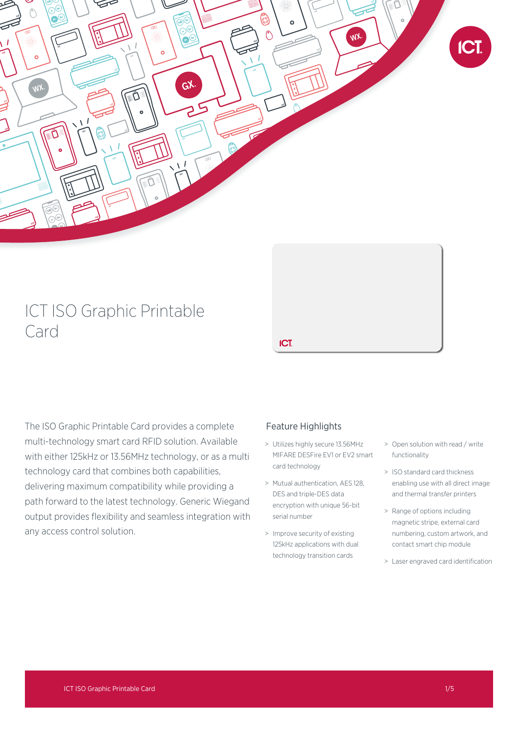# ICT ISO Graphic Printable Card

The ISO Graphic Printable Card provides a complete multi-technology smart card RFID solution. Available with either 125kHz or 13.56MHz technology, or as a multi technology card that combines both capabilities, delivering maximum compatibility while providing a path forward to the latest technology. Generic Wiegand output provides flexibility and seamless integration with any access control solution.

## Feature Highlights

- Utilizes highly secure 13.56MHz MIFARE DESFire EV1 or EV2 smart card technology
- Mutual authentication, AES 128, DES and triple-DES data encryption with unique 56-bit serial number
- Improve security of existing 125kHz applications with dual technology transition cards
- Open solution with read / write functionality
- ISO standard card thickness enabling use with all direct image and thermal transfer printers
- Range of options including magnetic stripe, external card numbering, custom artwork, and contact smart chip module
- Laser engraved card identification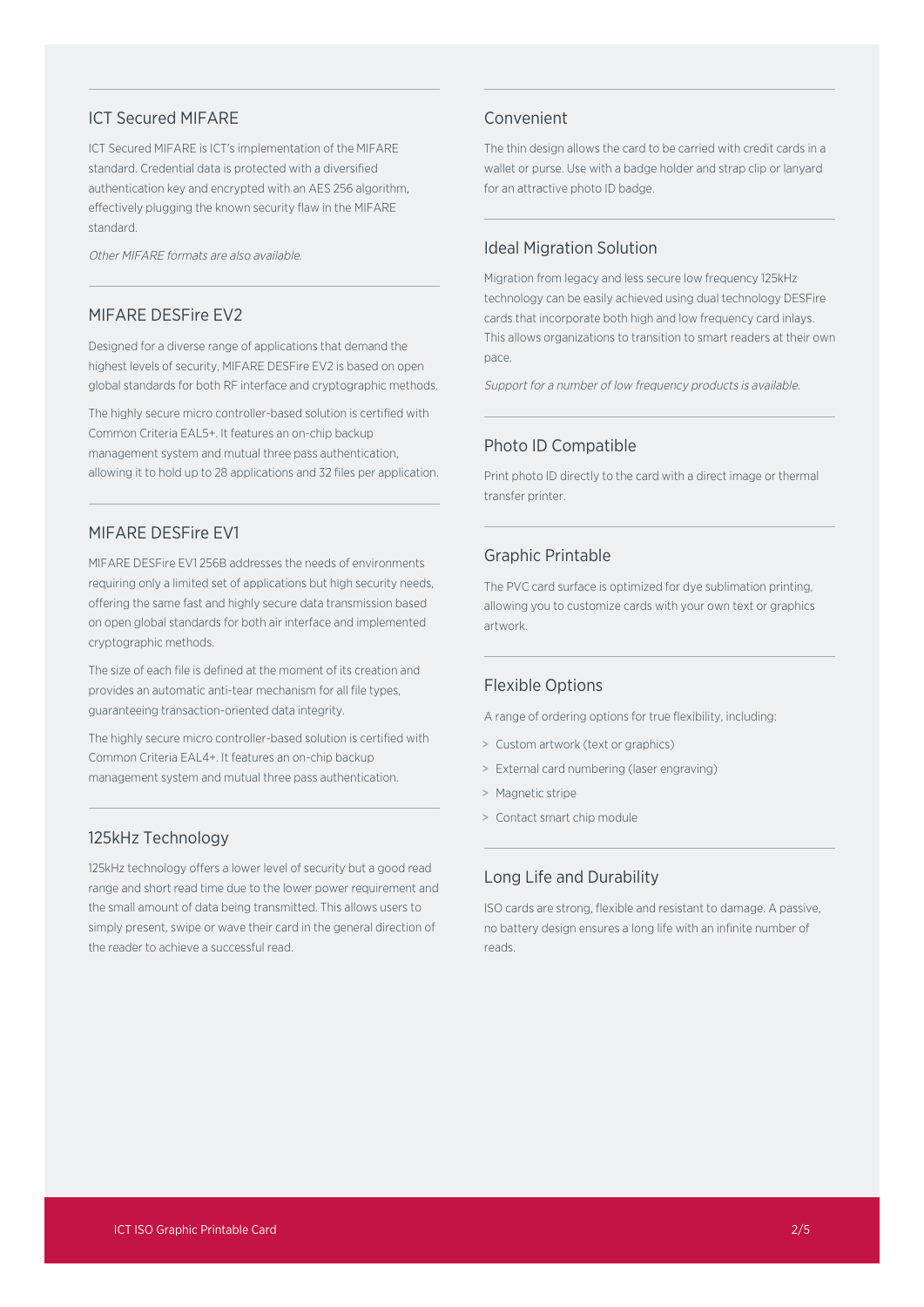## ICT Secured MIFARE

ICT Secured MIFARE is ICT's implementation of the MIFARE standard. Credential data is protected with a diversified authentication key and encrypted with an AES 256 algorithm, effectively plugging the known security flaw in the MIFARE standard.

*Other MIFARE formats are also available.*

## MIFARE DESFire EV2

Designed for a diverse range of applications that demand the highest levels of security, MIFARE DESFire EV2 is based on open global standards for both RF interface and cryptographic methods.

The highly secure micro controller-based solution is certified with Common Criteria EAL5+. It features an on-chip backup management system and mutual three pass authentication, allowing it to hold up to 28 applications and 32 files per application.

## MIFARE DESFire EV1

MIFARE DESFire EV1 256B addresses the needs of environments requiring only a limited set of applications but high security needs, offering the same fast and highly secure data transmission based on open global standards for both air interface and implemented cryptographic methods.

The size of each file is defined at the moment of its creation and provides an automatic anti-tear mechanism for all file types, guaranteeing transaction-oriented data integrity.

The highly secure micro controller-based solution is certified with Common Criteria EAL4+. It features an on-chip backup management system and mutual three pass authentication.

## 125kHz Technology

125kHz technology offers a lower level of security but a good read range and short read time due to the lower power requirement and the small amount of data being transmitted. This allows users to simply present, swipe or wave their card in the general direction of the reader to achieve a successful read.

## Convenient

The thin design allows the card to be carried with credit cards in a wallet or purse. Use with a badge holder and strap clip or lanyard for an attractive photo ID badge.

## Ideal Migration Solution

Migration from legacy and less secure low frequency 125kHz technology can be easily achieved using dual technology DESFire cards that incorporate both high and low frequency card inlays. This allows organizations to transition to smart readers at their own pace.

*Support for a number of low frequency products is available.*

## Photo ID Compatible

Print photo ID directly to the card with a direct image or thermal transfer printer.

## Graphic Printable

The PVC card surface is optimized for dye sublimation printing, allowing you to customize cards with your own text or graphics artwork.

## Flexible Options

A range of ordering options for true flexibility, including:

- Custom artwork (text or graphics)
- External card numbering (laser engraving)
- Magnetic stripe
- Contact smart chip module

## Long Life and Durability

ISO cards are strong, flexible and resistant to damage. A passive, no battery design ensures a long life with an infinite number of reads.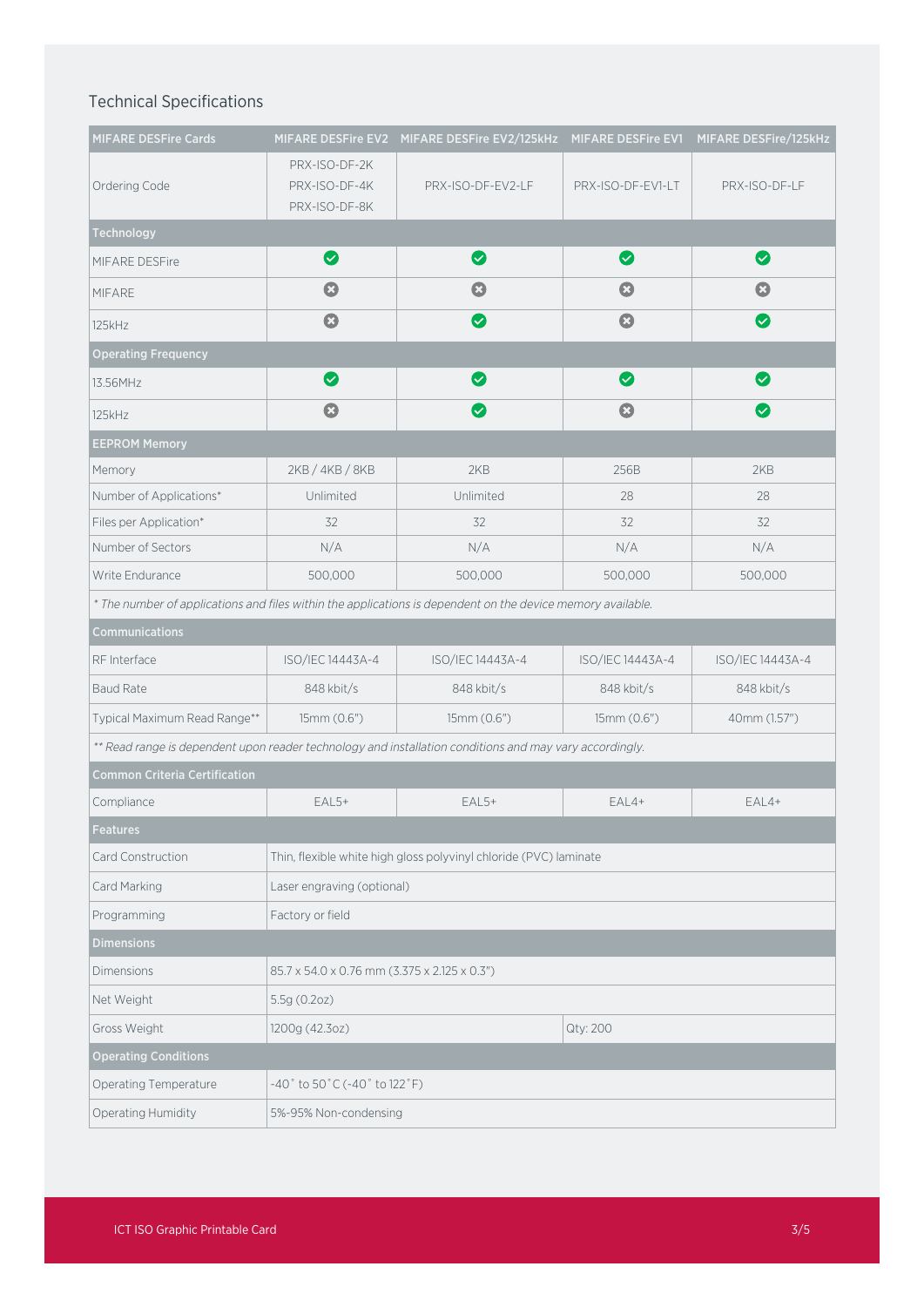## Technical Specifications

| MIFARE DESFire Cards | MIFARE DESFire EV2 | MIFARE DESFire EV2/125kHz | MIFARE DESFire EV1 | MIFARE DESFire/125kHz |
|---|---|---|---|---|
| Ordering Code | PRX-ISO-DF-2K<br>PRX-ISO-DF-4K<br>PRX-ISO-DF-8K | PRX-ISO-DF-EV2-LF | PRX-ISO-DF-EV1-LT | PRX-ISO-DF-LF |
| **Technology** | | | | |
| MIFARE DESFire | ✔ | ✔ | ✔ | ✔ |
| MIFARE | ✖ | ✖ | ✖ | ✖ |
| 125kHz | ✖ | ✔ | ✖ | ✔ |
| **Operating Frequency** | | | | |
| 13.56MHz | ✔ | ✔ | ✔ | ✔ |
| 125kHz | ✖ | ✔ | ✖ | ✔ |
| **EEPROM Memory** | | | | |
| Memory | 2KB / 4KB / 8KB | 2KB | 256B | 2KB |
| Number of Applications* | Unlimited | Unlimited | 28 | 28 |
| Files per Application* | 32 | 32 | 32 | 32 |
| Number of Sectors | N/A | N/A | N/A | N/A |
| Write Endurance | 500,000 | 500,000 | 500,000 | 500,000 |
| *\* The number of applications and files within the applications is dependent on the device memory available.* | | | | |
| **Communications** | | | | |
| RF Interface | ISO/IEC 14443A-4 | ISO/IEC 14443A-4 | ISO/IEC 14443A-4 | ISO/IEC 14443A-4 |
| Baud Rate | 848 kbit/s | 848 kbit/s | 848 kbit/s | 848 kbit/s |
| Typical Maximum Read Range** | 15mm (0.6") | 15mm (0.6") | 15mm (0.6") | 40mm (1.57") |
| *\*\* Read range is dependent upon reader technology and installation conditions and may vary accordingly.* | | | | |
| **Common Criteria Certification** | | | | |
| Compliance | EAL5+ | EAL5+ | EAL4+ | EAL4+ |
| **Features** | | | | |
| Card Construction | Thin, flexible white high gloss polyvinyl chloride (PVC) laminate | | | |
| Card Marking | Laser engraving (optional) | | | |
| Programming | Factory or field | | | |
| **Dimensions** | | | | |
| Dimensions | 85.7 x 54.0 x 0.76 mm (3.375 x 2.125 x 0.3") | | | |
| Net Weight | 5.5g (0.2oz) | | | |
| Gross Weight | 1200g (42.3oz) | | Qty: 200 | |
| **Operating Conditions** | | | | |
| Operating Temperature | -40˚ to 50˚C (-40˚ to 122˚F) | | | |
| Operating Humidity | 5%-95% Non-condensing | | | |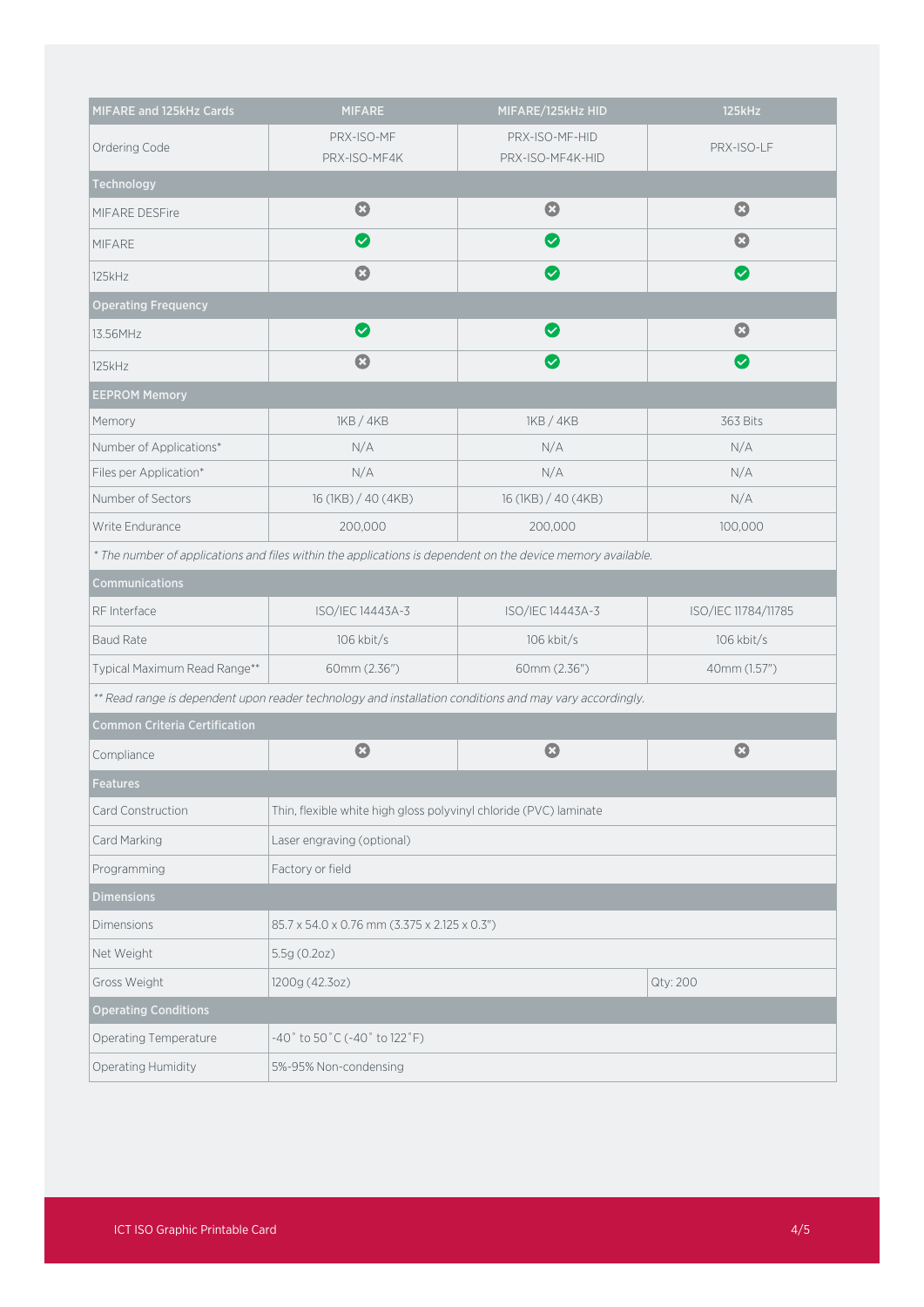| MIFARE and 125kHz Cards | MIFARE | MIFARE/125kHz HID | 125kHz |
|---|---|---|---|
| Ordering Code | PRX-ISO-MF<br>PRX-ISO-MF4K | PRX-ISO-MF-HID<br>PRX-ISO-MF4K-HID | PRX-ISO-LF |
| **Technology** | | | |
| MIFARE DESFire | ✗ | ✗ | ✗ |
| MIFARE | ✓ | ✓ | ✗ |
| 125kHz | ✗ | ✓ | ✓ |
| **Operating Frequency** | | | |
| 13.56MHz | ✓ | ✓ | ✗ |
| 125kHz | ✗ | ✓ | ✓ |
| **EEPROM Memory** | | | |
| Memory | 1KB / 4KB | 1KB / 4KB | 363 Bits |
| Number of Applications* | N/A | N/A | N/A |
| Files per Application* | N/A | N/A | N/A |
| Number of Sectors | 16 (1KB) / 40 (4KB) | 16 (1KB) / 40 (4KB) | N/A |
| Write Endurance | 200,000 | 200,000 | 100,000 |
| *\* The number of applications and files within the applications is dependent on the device memory available.* | | | |
| **Communications** | | | |
| RF Interface | ISO/IEC 14443A-3 | ISO/IEC 14443A-3 | ISO/IEC 11784/11785 |
| Baud Rate | 106 kbit/s | 106 kbit/s | 106 kbit/s |
| Typical Maximum Read Range** | 60mm (2.36") | 60mm (2.36") | 40mm (1.57") |
| *\*\* Read range is dependent upon reader technology and installation conditions and may vary accordingly.* | | | |
| **Common Criteria Certification** | | | |
| Compliance | ✗ | ✗ | ✗ |
| **Features** | | | |
| Card Construction | Thin, flexible white high gloss polyvinyl chloride (PVC) laminate | | |
| Card Marking | Laser engraving (optional) | | |
| Programming | Factory or field | | |
| **Dimensions** | | | |
| Dimensions | 85.7 x 54.0 x 0.76 mm (3.375 x 2.125 x 0.3") | | |
| Net Weight | 5.5g (0.2oz) | | |
| Gross Weight | 1200g (42.3oz) | | Qty: 200 |
| **Operating Conditions** | | | |
| Operating Temperature | -40˚ to 50˚C (-40˚ to 122˚F) | | |
| Operating Humidity | 5%-95% Non-condensing | | |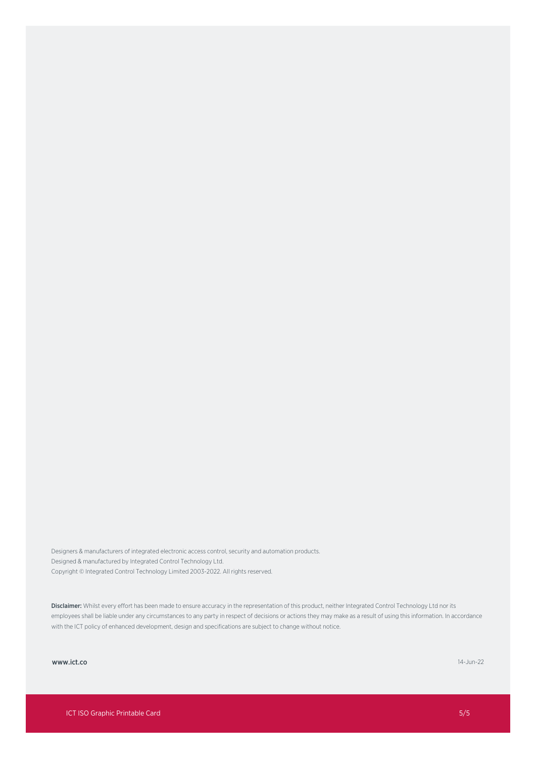Designers & manufacturers of integrated electronic access control, security and automation products.
Designed & manufactured by Integrated Control Technology Ltd.
Copyright © Integrated Control Technology Limited 2003-2022. All rights reserved.

**Disclaimer:** Whilst every effort has been made to ensure accuracy in the representation of this product, neither Integrated Control Technology Ltd nor its employees shall be liable under any circumstances to any party in respect of decisions or actions they may make as a result of using this information. In accordance with the ICT policy of enhanced development, design and specifications are subject to change without notice.

www.ict.co

14-Jun-22